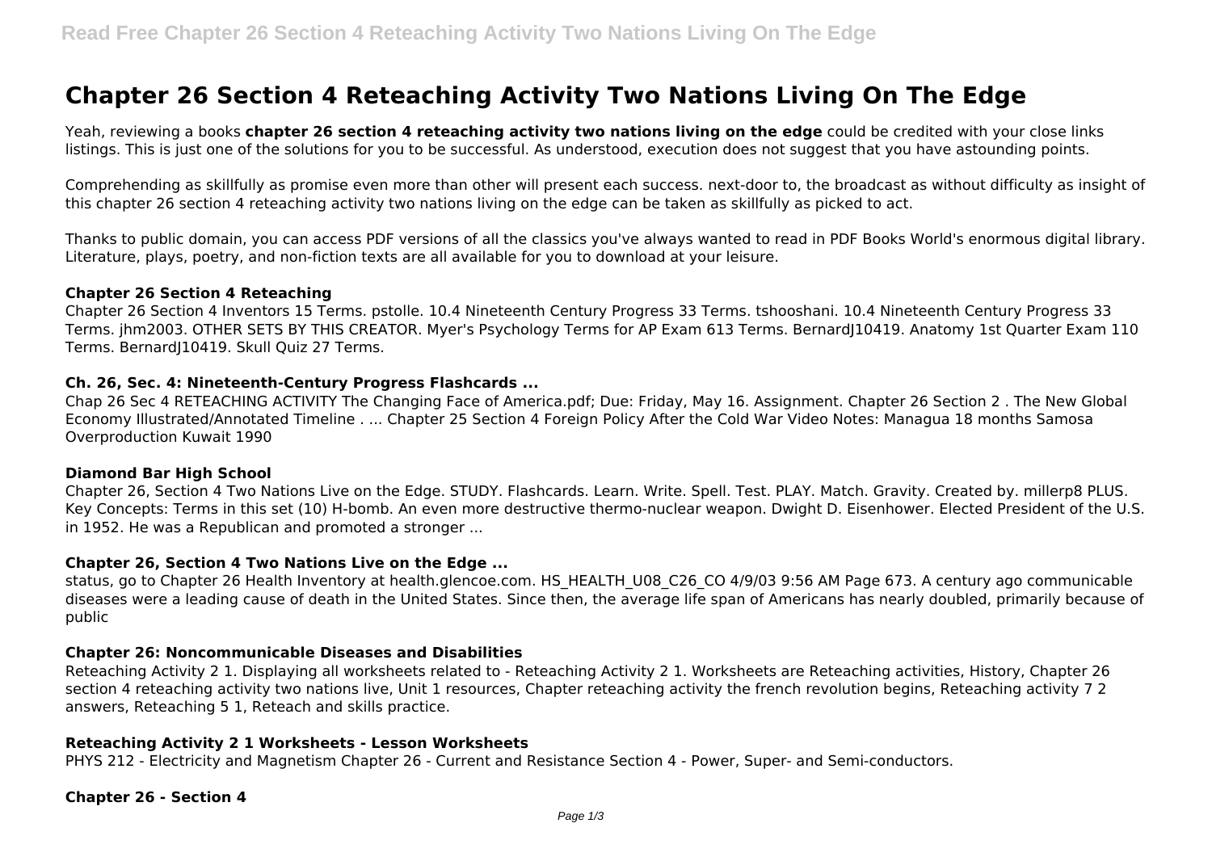# Chapter 26 Section 4 Reteaching Activity Two Nations Living On The Edge

Yeah, reviewing a books **chapter 26 section 4 reteaching activity two nations living on the edge** could be credited with your close links listings. This is just one of the solutions for you to be successful. As understood, execution does not suggest that you have astounding points.

Comprehending as skillfully as promise even more than other will present each success. next-door to, the broadcast as without difficulty as insight of this chapter 26 section 4 reteaching activity two nations living on the edge can be taken as skillfully as picked to act.

Thanks to public domain, you can access PDF versions of all the classics you've always wanted to read in PDF Books World's enormous digital library. Literature, plays, poetry, and non-fiction texts are all available for you to download at your leisure.

### Chapter 26 Section 4 Reteaching

Chapter 26 Section 4 Inventors 15 Terms. pstolle. 10.4 Nineteenth Century Progress 33 Terms. tshooshani. 10.4 Nineteenth Century Progress 33 Terms. jhm2003. OTHER SETS BY THIS CREATOR. Myer's Psychology Terms for AP Exam 613 Terms. BernardJ10419. Anatomy 1st Quarter Exam 110 Terms. BernardJ10419. Skull Quiz 27 Terms.

### Ch. 26, Sec. 4: Nineteenth-Century Progress Flashcards ...

Chap 26 Sec 4 RETEACHING ACTIVITY The Changing Face of America.pdf; Due: Friday, May 16. Assignment. Chapter 26 Section 2 . The New Global Economy Illustrated/Annotated Timeline . ... Chapter 25 Section 4 Foreign Policy After the Cold War Video Notes: Managua 18 months Samosa Overproduction Kuwait 1990

### Diamond Bar High School

Chapter 26, Section 4 Two Nations Live on the Edge. STUDY. Flashcards. Learn. Write. Spell. Test. PLAY. Match. Gravity. Created by. millerp8 PLUS. Key Concepts: Terms in this set (10) H-bomb. An even more destructive thermo-nuclear weapon. Dwight D. Eisenhower. Elected President of the U.S. in 1952. He was a Republican and promoted a stronger ...

### Chapter 26, Section 4 Two Nations Live on the Edge ...

status, go to Chapter 26 Health Inventory at health.glencoe.com. HS_HEALTH_U08_C26_CO 4/9/03 9:56 AM Page 673. A century ago communicable diseases were a leading cause of death in the United States. Since then, the average life span of Americans has nearly doubled, primarily because of public

### Chapter 26: Noncommunicable Diseases and Disabilities

Reteaching Activity 2 1. Displaying all worksheets related to - Reteaching Activity 2 1. Worksheets are Reteaching activities, History, Chapter 26 section 4 reteaching activity two nations live, Unit 1 resources, Chapter reteaching activity the french revolution begins, Reteaching activity 7 2 answers, Reteaching 5 1, Reteach and skills practice.

### Reteaching Activity 2 1 Worksheets - Lesson Worksheets

PHYS 212 - Electricity and Magnetism Chapter 26 - Current and Resistance Section 4 - Power, Super- and Semi-conductors.

### Chapter 26 - Section 4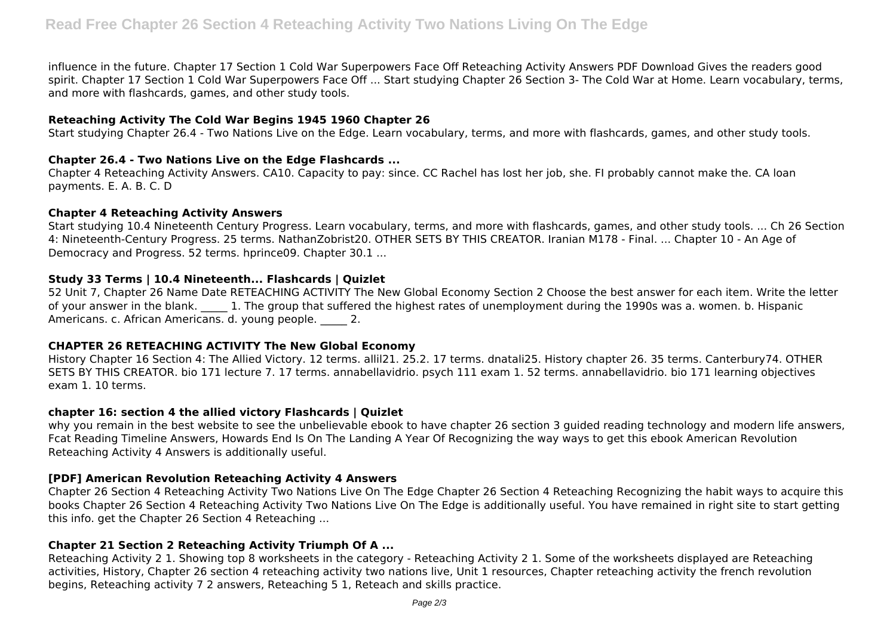influence in the future. Chapter 17 Section 1 Cold War Superpowers Face Off Reteaching Activity Answers PDF Download Gives the readers good spirit. Chapter 17 Section 1 Cold War Superpowers Face Off ... Start studying Chapter 26 Section 3- The Cold War at Home. Learn vocabulary, terms, and more with flashcards, games, and other study tools.

### Reteaching Activity The Cold War Begins 1945 1960 Chapter 26

Start studying Chapter 26.4 - Two Nations Live on the Edge. Learn vocabulary, terms, and more with flashcards, games, and other study tools.

### Chapter 26.4 - Two Nations Live on the Edge Flashcards ...

Chapter 4 Reteaching Activity Answers. CA10. Capacity to pay: since. CC Rachel has lost her job, she. FI probably cannot make the. CA loan payments. E. A. B. C. D

### Chapter 4 Reteaching Activity Answers

Start studying 10.4 Nineteenth Century Progress. Learn vocabulary, terms, and more with flashcards, games, and other study tools. ... Ch 26 Section 4: Nineteenth-Century Progress. 25 terms. NathanZobrist20. OTHER SETS BY THIS CREATOR. Iranian M178 - Final. ... Chapter 10 - An Age of Democracy and Progress. 52 terms. hprince09. Chapter 30.1 ...

### Study 33 Terms | 10.4 Nineteenth... Flashcards | Quizlet

52 Unit 7, Chapter 26 Name Date RETEACHING ACTIVITY The New Global Economy Section 2 Choose the best answer for each item. Write the letter of your answer in the blank. _____ 1. The group that suffered the highest rates of unemployment during the 1990s was a. women. b. Hispanic Americans. c. African Americans. d. young people. _____ 2.

### CHAPTER 26 RETEACHING ACTIVITY The New Global Economy

History Chapter 16 Section 4: The Allied Victory. 12 terms. allil21. 25.2. 17 terms. dnatali25. History chapter 26. 35 terms. Canterbury74. OTHER SETS BY THIS CREATOR. bio 171 lecture 7. 17 terms. annabellavidrio. psych 111 exam 1. 52 terms. annabellavidrio. bio 171 learning objectives exam 1. 10 terms.

### chapter 16: section 4 the allied victory Flashcards | Quizlet

why you remain in the best website to see the unbelievable ebook to have chapter 26 section 3 guided reading technology and modern life answers, Fcat Reading Timeline Answers, Howards End Is On The Landing A Year Of Recognizing the way ways to get this ebook American Revolution Reteaching Activity 4 Answers is additionally useful.

### [PDF] American Revolution Reteaching Activity 4 Answers

Chapter 26 Section 4 Reteaching Activity Two Nations Live On The Edge Chapter 26 Section 4 Reteaching Recognizing the habit ways to acquire this books Chapter 26 Section 4 Reteaching Activity Two Nations Live On The Edge is additionally useful. You have remained in right site to start getting this info. get the Chapter 26 Section 4 Reteaching ...

### Chapter 21 Section 2 Reteaching Activity Triumph Of A ...

Reteaching Activity 2 1. Showing top 8 worksheets in the category - Reteaching Activity 2 1. Some of the worksheets displayed are Reteaching activities, History, Chapter 26 section 4 reteaching activity two nations live, Unit 1 resources, Chapter reteaching activity the french revolution begins, Reteaching activity 7 2 answers, Reteaching 5 1, Reteach and skills practice.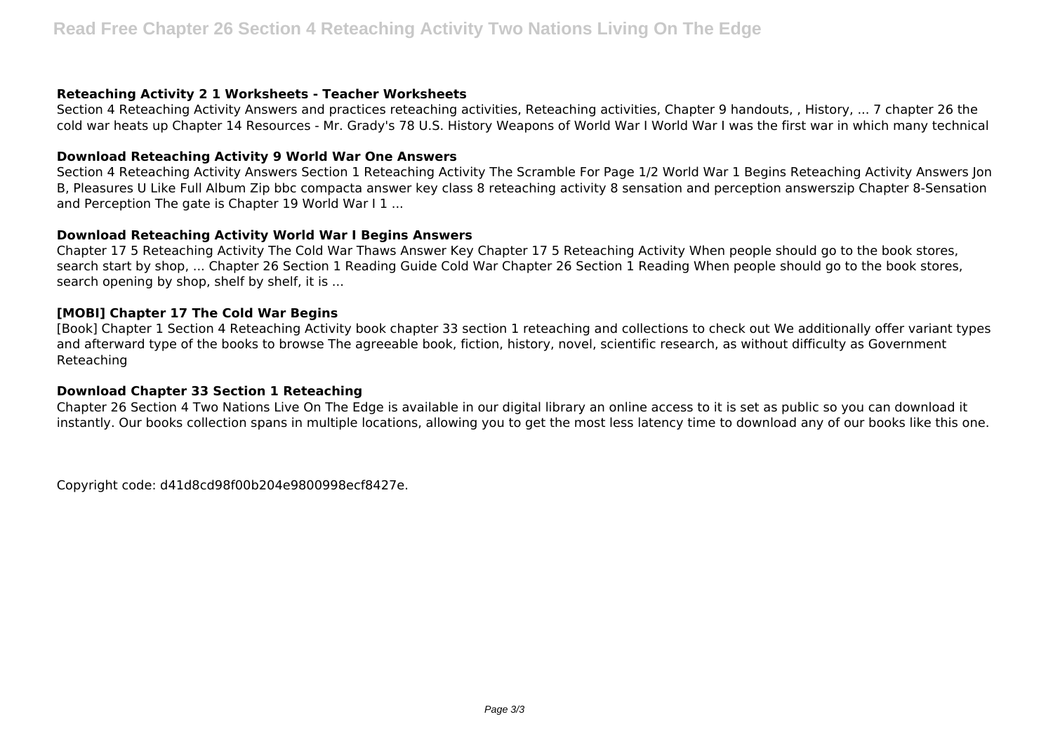### Reteaching Activity 2 1 Worksheets - Teacher Worksheets

Section 4 Reteaching Activity Answers and practices reteaching activities, Reteaching activities, Chapter 9 handouts, , History, ... 7 chapter 26 the cold war heats up Chapter 14 Resources - Mr. Grady's 78 U.S. History Weapons of World War I World War I was the first war in which many technical

### Download Reteaching Activity 9 World War One Answers

Section 4 Reteaching Activity Answers Section 1 Reteaching Activity The Scramble For Page 1/2 World War 1 Begins Reteaching Activity Answers Jon B, Pleasures U Like Full Album Zip bbc compacta answer key class 8 reteaching activity 8 sensation and perception answerszip Chapter 8-Sensation and Perception The gate is Chapter 19 World War I 1 ...

### Download Reteaching Activity World War I Begins Answers

Chapter 17 5 Reteaching Activity The Cold War Thaws Answer Key Chapter 17 5 Reteaching Activity When people should go to the book stores, search start by shop, ... Chapter 26 Section 1 Reading Guide Cold War Chapter 26 Section 1 Reading When people should go to the book stores, search opening by shop, shelf by shelf, it is ...

### [MOBI] Chapter 17 The Cold War Begins

[Book] Chapter 1 Section 4 Reteaching Activity book chapter 33 section 1 reteaching and collections to check out We additionally offer variant types and afterward type of the books to browse The agreeable book, fiction, history, novel, scientific research, as without difficulty as Government Reteaching

### Download Chapter 33 Section 1 Reteaching

Chapter 26 Section 4 Two Nations Live On The Edge is available in our digital library an online access to it is set as public so you can download it instantly. Our books collection spans in multiple locations, allowing you to get the most less latency time to download any of our books like this one.

Copyright code: d41d8cd98f00b204e9800998ecf8427e.